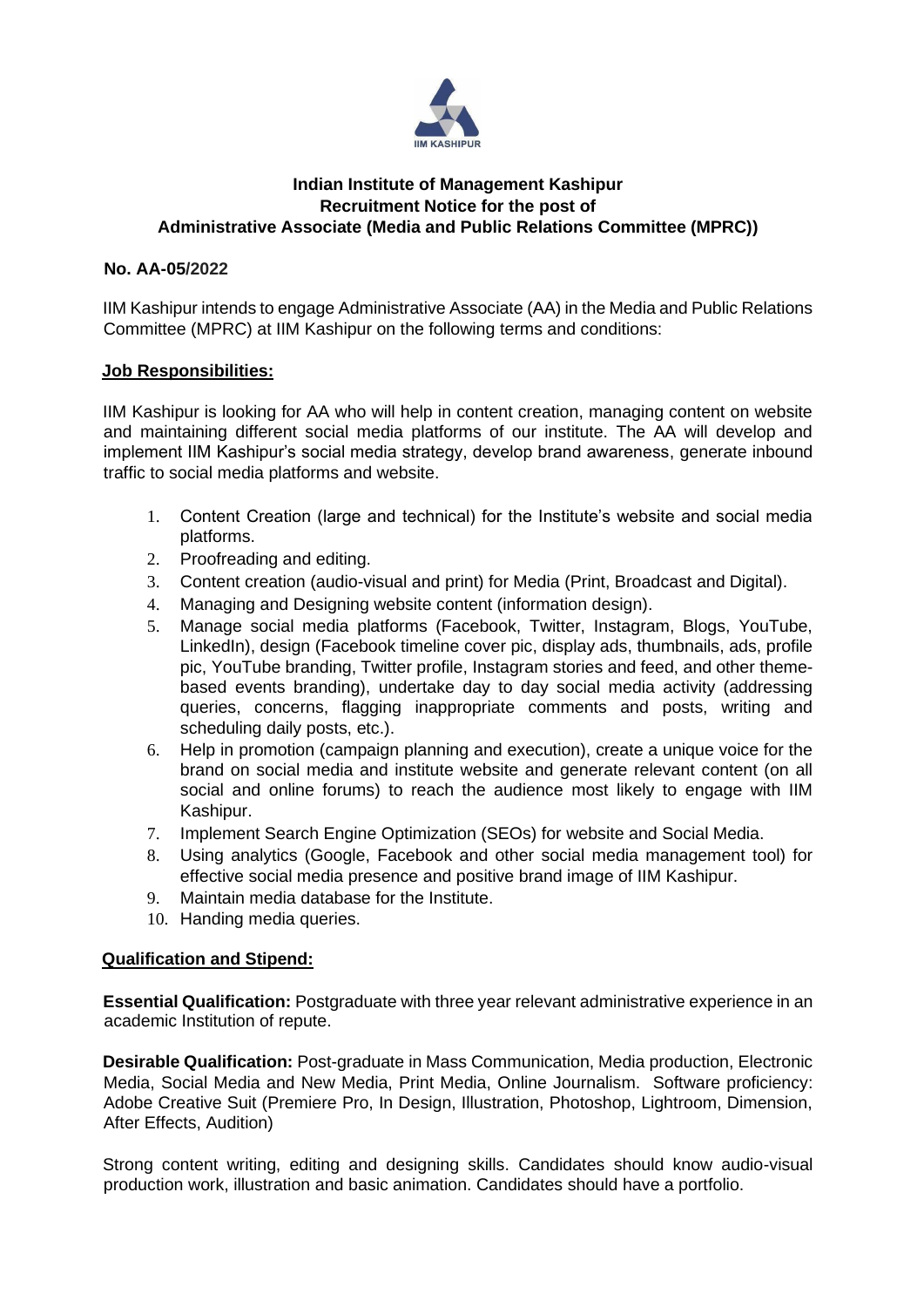# Indian Institute of Management Kashipur
## Recruitment Notice for the post of
## Administrative Associate (Media and Public Relations Committee (MPRC))

**No. AA-05/2022**

IIM Kashipur intends to engage Administrative Associate (AA) in the Media and Public Relations Committee (MPRC) at IIM Kashipur on the following terms and conditions:

### Job Responsibilities:

IIM Kashipur is looking for AA who will help in content creation, managing content on website and maintaining different social media platforms of our institute. The AA will develop and implement IIM Kashipur's social media strategy, develop brand awareness, generate inbound traffic to social media platforms and website.

1. Content Creation (large and technical) for the Institute's website and social media platforms.
2. Proofreading and editing.
3. Content creation (audio-visual and print) for Media (Print, Broadcast and Digital).
4. Managing and Designing website content (information design).
5. Manage social media platforms (Facebook, Twitter, Instagram, Blogs, YouTube, LinkedIn), design (Facebook timeline cover pic, display ads, thumbnails, ads, profile pic, YouTube branding, Twitter profile, Instagram stories and feed, and other theme-based events branding), undertake day to day social media activity (addressing queries, concerns, flagging inappropriate comments and posts, writing and scheduling daily posts, etc.).
6. Help in promotion (campaign planning and execution), create a unique voice for the brand on social media and institute website and generate relevant content (on all social and online forums) to reach the audience most likely to engage with IIM Kashipur.
7. Implement Search Engine Optimization (SEOs) for website and Social Media.
8. Using analytics (Google, Facebook and other social media management tool) for effective social media presence and positive brand image of IIM Kashipur.
9. Maintain media database for the Institute.
10. Handing media queries.

### Qualification and Stipend:

**Essential Qualification:** Postgraduate with three year relevant administrative experience in an academic Institution of repute.

**Desirable Qualification:** Post-graduate in Mass Communication, Media production, Electronic Media, Social Media and New Media, Print Media, Online Journalism. Software proficiency: Adobe Creative Suit (Premiere Pro, In Design, Illustration, Photoshop, Lightroom, Dimension, After Effects, Audition)

Strong content writing, editing and designing skills. Candidates should know audio-visual production work, illustration and basic animation. Candidates should have a portfolio.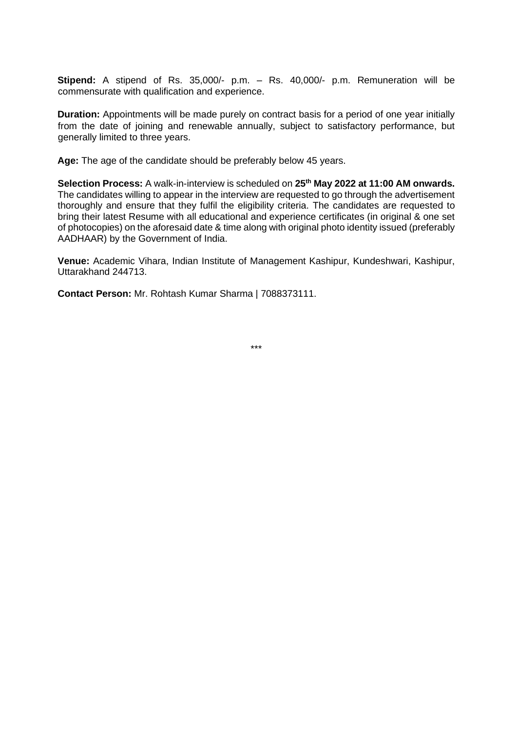**Stipend:** A stipend of Rs. 35,000/- p.m. – Rs. 40,000/- p.m. Remuneration will be commensurate with qualification and experience.

**Duration:** Appointments will be made purely on contract basis for a period of one year initially from the date of joining and renewable annually, subject to satisfactory performance, but generally limited to three years.

**Age:** The age of the candidate should be preferably below 45 years.

**Selection Process:** A walk-in-interview is scheduled on **25th May 2022 at 11:00 AM onwards.** The candidates willing to appear in the interview are requested to go through the advertisement thoroughly and ensure that they fulfil the eligibility criteria. The candidates are requested to bring their latest Resume with all educational and experience certificates (in original & one set of photocopies) on the aforesaid date & time along with original photo identity issued (preferably AADHAAR) by the Government of India.

**Venue:** Academic Vihara, Indian Institute of Management Kashipur, Kundeshwari, Kashipur, Uttarakhand 244713.

**Contact Person:** Mr. Rohtash Kumar Sharma | 7088373111.

***